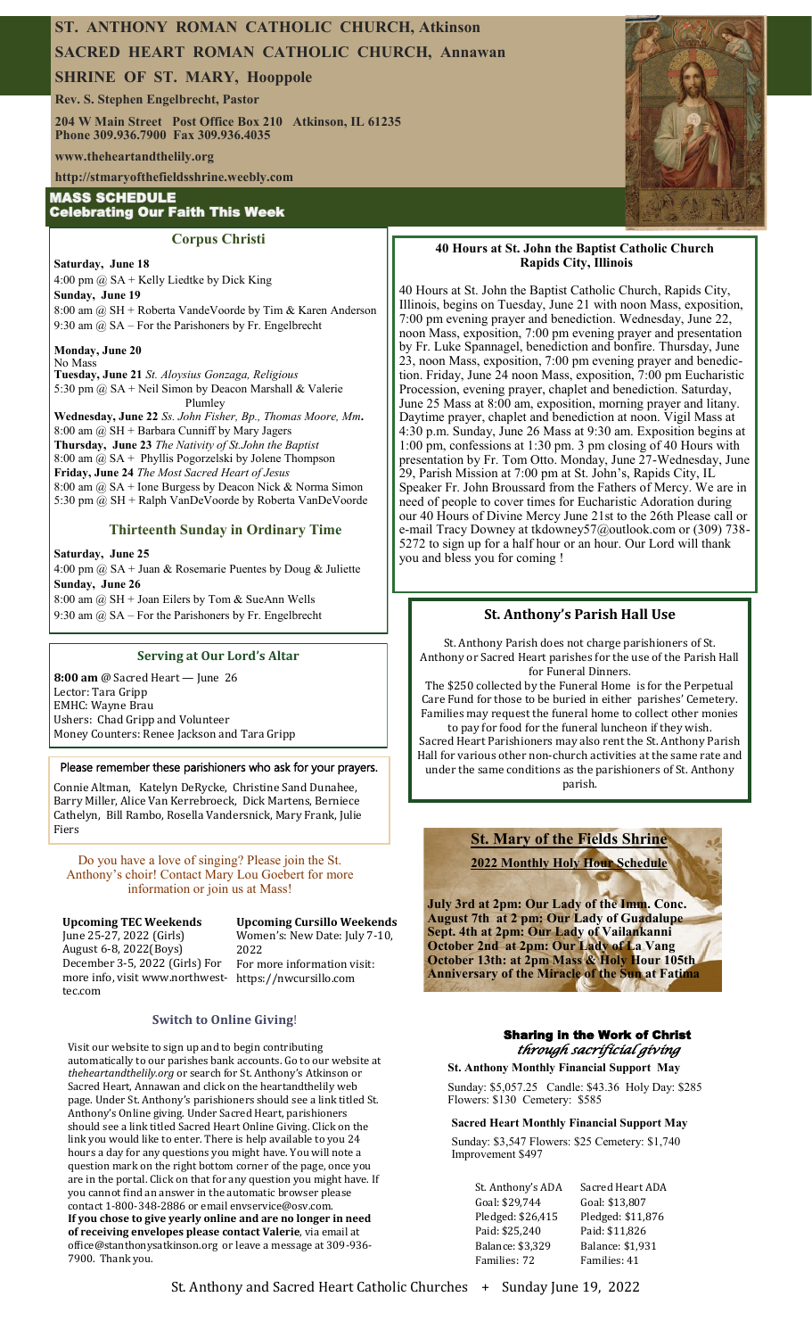# ST. ANTHONY ROMAN CATHOLIC CHURCH, Atkinson

# SACRED HEART ROMAN CATHOLIC CHURCH, Annawan

# SHRINE OF ST. MARY, Hooppole

**Rev. S. Stephen Engelbrecht, Pastor**

**204 W Main Street Post Office Box 210 Atkinson, IL 61235**
**Phone 309.936.7900 Fax 309.936.4035**

**www.theheartandthelily.org**

**http://stmaryofthefieldsshrine.weebly.com**

## MASS SCHEDULE
### Celebrating Our Faith This Week

### Corpus Christi

**Saturday, June 18**
4:00 pm @ SA + Kelly Liedtke by Dick King
**Sunday, June 19**
8:00 am @ SH + Roberta VandeVoorde by Tim & Karen Anderson
9:30 am @ SA – For the Parishoners by Fr. Engelbrecht

**Monday, June 20**
No Mass
**Tuesday, June 21** *St. Aloysius Gonzaga, Religious*
5:30 pm @ SA + Neil Simon by Deacon Marshall & Valerie Plumley
**Wednesday, June 22** *Ss. John Fisher, Bp., Thomas Moore, Mm***.**
8:00 am @ SH + Barbara Cunniff by Mary Jagers
**Thursday, June 23** *The Nativity of St.John the Baptist*
8:00 am @ SA + Phyllis Pogorzelski by Jolene Thompson
**Friday, June 24** *The Most Sacred Heart of Jesus*
8:00 am @ SA + Ione Burgess by Deacon Nick & Norma Simon
5:30 pm @ SH + Ralph VanDeVoorde by Roberta VanDeVoorde

### Thirteenth Sunday in Ordinary Time

**Saturday, June 25**
4:00 pm @ SA + Juan & Rosemarie Puentes by Doug & Juliette
**Sunday, June 26**
8:00 am @ SH + Joan Eilers by Tom & SueAnn Wells
9:30 am @ SA – For the Parishoners by Fr. Engelbrecht

### Serving at Our Lord's Altar

**8:00 am** @ Sacred Heart — June 26
Lector: Tara Gripp
EMHC: Wayne Brau
Ushers: Chad Gripp and Volunteer
Money Counters: Renee Jackson and Tara Gripp

### Please remember these parishioners who ask for your prayers.

Connie Altman, Katelyn DeRycke, Christine Sand Dunahee, Barry Miller, Alice Van Kerrebroeck, Dick Martens, Berniece Cathelyn, Bill Rambo, Rosella Vandersnick, Mary Frank, Julie Fiers

Do you have a love of singing? Please join the St. Anthony's choir! Contact Mary Lou Goebert for more information or join us at Mass!

**Upcoming TEC Weekends**
June 25-27, 2022 (Girls)
August 6-8, 2022(Boys)
December 3-5, 2022 (Girls) For more info, visit www.northwest-tec.com

**Upcoming Cursillo Weekends**
Women's: New Date: July 7-10, 2022
For more information visit: https://nwcursillo.com

### Switch to Online Giving!

Visit our website to sign up and to begin contributing automatically to our parishes bank accounts. Go to our website at *theheartandthelily.org* or search for St. Anthony's Atkinson or Sacred Heart, Annawan and click on the heartandthelily web page. Under St. Anthony's parishioners should see a link titled St. Anthony's Online giving. Under Sacred Heart, parishioners should see a link titled Sacred Heart Online Giving. Click on the link you would like to enter. There is help available to you 24 hours a day for any questions you might have. You will note a question mark on the right bottom corner of the page, once you are in the portal. Click on that for any question you might have. If you cannot find an answer in the automatic browser please contact 1-800-348-2886 or email envservice@osv.com.
**If you chose to give yearly online and are no longer in need of receiving envelopes please contact Valerie**, via email at office@stanthonysatkinson.org or leave a message at 309-936-7900. Thank you.

### 40 Hours at St. John the Baptist Catholic Church Rapids City, Illinois

40 Hours at St. John the Baptist Catholic Church, Rapids City, Illinois, begins on Tuesday, June 21 with noon Mass, exposition, 7:00 pm evening prayer and benediction. Wednesday, June 22, noon Mass, exposition, 7:00 pm evening prayer and presentation by Fr. Luke Spannagel, benediction and bonfire. Thursday, June 23, noon Mass, exposition, 7:00 pm evening prayer and benediction. Friday, June 24 noon Mass, exposition, 7:00 pm Eucharistic Procession, evening prayer, chaplet and benediction. Saturday, June 25 Mass at 8:00 am, exposition, morning prayer and litany. Daytime prayer, chaplet and benediction at noon. Vigil Mass at 4:30 p.m. Sunday, June 26 Mass at 9:30 am. Exposition begins at 1:00 pm, confessions at 1:30 pm. 3 pm closing of 40 Hours with presentation by Fr. Tom Otto. Monday, June 27-Wednesday, June 29, Parish Mission at 7:00 pm at St. John's, Rapids City, IL Speaker Fr. John Broussard from the Fathers of Mercy. We are in need of people to cover times for Eucharistic Adoration during our 40 Hours of Divine Mercy June 21st to the 26th Please call or e-mail Tracy Downey at tkdowney57@outlook.com or (309) 738-5272 to sign up for a half hour or an hour. Our Lord will thank you and bless you for coming !

### St. Anthony's Parish Hall Use

St. Anthony Parish does not charge parishioners of St. Anthony or Sacred Heart parishes for the use of the Parish Hall for Funeral Dinners.
The $250 collected by the Funeral Home is for the Perpetual Care Fund for those to be buried in either parishes' Cemetery. Families may request the funeral home to collect other monies to pay for food for the funeral luncheon if they wish.
Sacred Heart Parishioners may also rent the St. Anthony Parish Hall for various other non-church activities at the same rate and under the same conditions as the parishioners of St. Anthony parish.

### St. Mary of the Fields Shrine

**2022 Monthly Holy Hour Schedule**

**July 3rd at 2pm: Our Lady of the Imm. Conc.**
**August 7th at 2 pm: Our Lady of Guadalupe**
**Sept. 4th at 2pm: Our Lady of Vailankanni**
**October 2nd at 2pm: Our Lady of La Vang**
**October 13th: at 2pm Mass & Holy Hour 105th Anniversary of the Miracle of the Sun at Fatima**

### Sharing in the Work of Christ
*through sacrificial giving*

**St. Anthony Monthly Financial Support May**

Sunday: $5,057.25 Candle: $43.36 Holy Day: $285 Flowers: $130 Cemetery: $585

**Sacred Heart Monthly Financial Support May**

Sunday: $3,547 Flowers: $25 Cemetery: $1,740 Improvement $497

| St. Anthony's ADA | Sacred Heart ADA |
|---|---|
| Goal: $29,744 | Goal: $13,807 |
| Pledged: $26,415 | Pledged: $11,876 |
| Paid: $25,240 | Paid: $11,826 |
| Balance: $3,329 | Balance: $1,931 |
| Families: 72 | Families: 41 |

St. Anthony and Sacred Heart Catholic Churches + Sunday June 19, 2022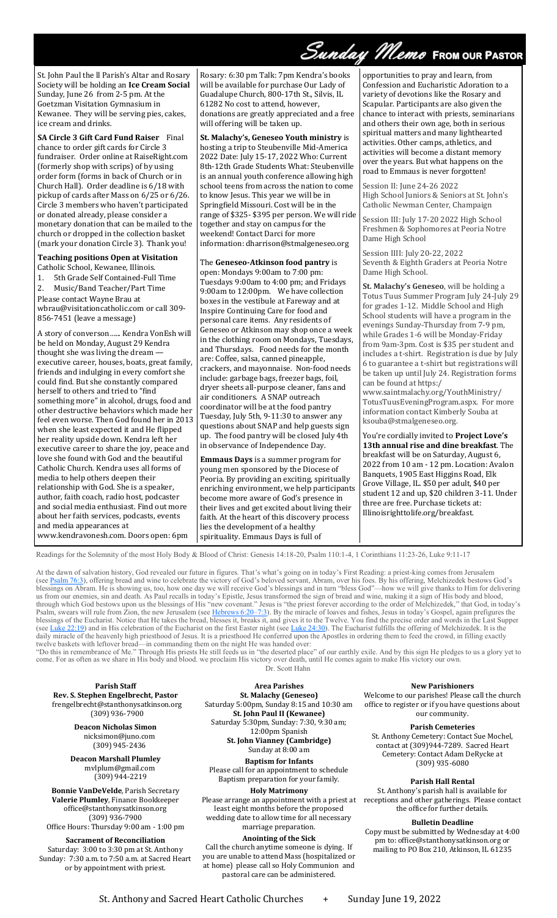# Sunday Memo FROM OUR PASTOR

St. John Paul the ll Parish's Altar and Rosary Society will be holding an **Ice Cream Social** Sunday, June 26 from 2-5 pm. At the Goetzman Visitation Gymnasium in Kewanee. They will be serving pies, cakes, ice cream and drinks.

**SA Circle 3 Gift Card Fund Raiser** Final chance to order gift cards for Circle 3 fundraiser. Order online at RaiseRight.com (formerly shop with scrips) of by using order form (forms in back of Church or in Church Hall). Order deadline is 6/18 with pickup of cards after Mass on 6/25 or 6/26. Circle 3 members who haven't participated or donated already, please consider a monetary donation that can be mailed to the church or dropped in the collection basket (mark your donation Circle 3). Thank you!

**Teaching positions Open at Visitation** Catholic School, Kewanee, Illinois.

1. 5th Grade Self Contained-Full Time
2. Music/Band Teacher/Part Time

Please contact Wayne Brau at wbrau@visitationcatholic.com or call 309-856-7451 (leave a message)

A story of converson...... Kendra VonEsh will be held on Monday, August 29 Kendra thought she was living the dream — executive career, houses, boats, great family, friends and indulging in every comfort she could find. But she constantly compared herself to others and tried to "find something more" in alcohol, drugs, food and other destructive behaviors which made her feel even worse. Then God found her in 2013 when she least expected it and He flipped her reality upside down. Kendra left her executive career to share the joy, peace and love she found with God and the beautiful Catholic Church. Kendra uses all forms of media to help others deepen their relationship with God. She is a speaker, author, faith coach, radio host, podcaster and social media enthusiast. Find out more about her faith services, podcasts, events and media appearances at www.kendravonesh.com. Doors open: 6pm Rosary: 6:30 pm Talk: 7pm Kendra's books will be available for purchase Our Lady of Guadalupe Church, 800-17th St., Silvis, IL 61282 No cost to attend, however, donations are greatly appreciated and a free will offering will be taken up.

**St. Malachy's, Geneseo Youth ministry** is hosting a trip to Steubenville Mid-America 2022 Date: July 15-17, 2022 Who: Current 8th-12th Grade Students What: Steubenville is an annual youth conference allowing high school teens from across the nation to come to know Jesus. This year we will be in Springfield Missouri. Cost will be in the range of $325- $395 per person. We will ride together and stay on campus for the weekend! Contact Darci for more information: dharrison@stmalgeneseo.org

The **Geneseo-Atkinson food pantry** is open: Mondays 9:00am to 7:00 pm; Tuesdays 9:00am to 4:00 pm; and Fridays 9:00am to 12:00pm. We have collection boxes in the vestibule at Fareway and at Inspire Continuing Care for food and personal care items. Any residents of Geneseo or Atkinson may shop once a week in the clothing room on Mondays, Tuesdays, and Thursdays. Food needs for the month are: Coffee, salsa, canned pineapple, crackers, and mayonnaise. Non-food needs include: garbage bags, freezer bags, foil, dryer sheets all-purpose cleaner, fans and air conditioners. A SNAP outreach coordinator will be at the food pantry Tuesday, July 5th, 9-11:30 to answer any questions about SNAP and help guests sign up. The food pantry will be closed July 4th in observance of Independence Day.

**Emmaus Days** is a summer program for young men sponsored by the Diocese of Peoria. By providing an exciting, spiritually enriching environment, we help participants become more aware of God's presence in their lives and get excited about living their faith. At the heart of this discovery process lies the development of a healthy spirituality. Emmaus Days is full of opportunities to pray and learn, from Confession and Eucharistic Adoration to a variety of devotions like the Rosary and Scapular. Participants are also given the chance to interact with priests, seminarians and others their own age, both in serious spiritual matters and many lighthearted activities. Other camps, athletics, and activities will become a distant memory over the years. But what happens on the road to Emmaus is never forgotten!

Session II: June 24-26 2022 High School Juniors & Seniors at St. John's Catholic Newman Center, Champaign

Session III: July 17-20 2022 High School Freshmen & Sophomores at Peoria Notre Dame High School

Session IIII: July 20-22, 2022 Seventh & Eighth Graders at Peoria Notre Dame High School.

**St. Malachy's Geneseo**, will be holding a Totus Tuus Summer Program July 24-July 29 for grades 1-12. Middle School and High School students will have a program in the evenings Sunday-Thursday from 7-9 pm, while Grades 1-6 will be Monday-Friday from 9am-3pm. Cost is $35 per student and includes a t-shirt. Registration is due by July 6 to guarantee a t-shirt but registrations will be taken up until July 24. Registration forms can be found at https:/ www.saintmalachy.org/YouthMinistry/TotusTuusEveningProgram.aspx. For more information contact Kimberly Souba at ksouba@stmalgeneseo.org.

You're cordially invited to **Project Love's 13th annual rise and dine breakfast**. The breakfast will be on Saturday, August 6, 2022 from 10 am - 12 pm. Location: Avalon Banquets, 1905 East Higgins Road, Elk Grove Village, IL. $50 per adult, $40 per student 12 and up, $20 children 3-11. Under three are free. Purchase tickets at: Illinoisrighttolife.org/breakfast.

Readings for the Solemnity of the most Holy Body & Blood of Christ: Genesis 14:18-20, Psalm 110:1-4, 1 Corinthians 11:23-26, Luke 9:11-17

At the dawn of salvation history, God revealed our future in figures. That's what's going on in today's First Reading: a priest-king comes from Jerusalem (see Psalm 76:3), offering bread and wine to celebrate the victory of God's beloved servant, Abram, over his foes. By his offering, Melchizedek bestows God's blessings on Abram. He is showing us, too, how one day we will receive God's blessings and in turn "bless God"—how we will give thanks to Him for delivering us from our enemies, sin and death. As Paul recalls in today's Epistle, Jesus transformed the sign of bread and wine, making it a sign of His body and blood, through which God bestows upon us the blessings of His "new covenant." Jesus is "the priest forever according to the order of Melchizedek," that God, in today's Psalm, swears will rule from Zion, the new Jerusalem (see Hebrews 6:20–7:3). By the miracle of loaves and fishes, Jesus in today's Gospel, again prefigures the blessings of the Eucharist. Notice that He takes the bread, blesses it, breaks it, and gives it to the Twelve. You find the precise order and words in the Last Supper (see Luke 22:19) and in His celebration of the Eucharist on the first Easter night (see Luke 24:30). The Eucharist fulfills the offering of Melchizedek. It is the daily miracle of the heavenly high priesthood of Jesus. It is a priesthood He conferred upon the Apostles in ordering them to feed the crowd, in filling exactly twelve baskets with leftover bread—in commanding them on the night He was handed over:

"Do this in remembrance of Me." Through His priests He still feeds us in "the deserted place" of our earthly exile. And by this sign He pledges to us a glory yet to come. For as often as we share in His body and blood. we proclaim His victory over death, until He comes again to make His victory our own.

Dr. Scott Hahn

**Parish Staff**

**Rev. S. Stephen Engelbrecht, Pastor**
frengelbrecht@stanthonysatkinson.org
(309) 936-7900

**Deacon Nicholas Simon**
nicksimon@juno.com
(309) 945-2436

**Deacon Marshall Plumley**
mvlplum@gmail.com
(309) 944-2219

**Bonnie VanDeVelde**, Parish Secretary
**Valerie Plumley**, Finance Bookkeeper
office@stanthonysatkinson.org
(309) 936-7900
Office Hours: Thursday 9:00 am - 1:00 pm

**Sacrament of Reconciliation**
Saturday: 3:00 to 3:30 pm at St. Anthony
Sunday: 7:30 a.m. to 7:50 a.m. at Sacred Heart or by appointment with priest.

**Area Parishes**

**St. Malachy (Geneseo)**
Saturday 5:00pm, Sunday 8:15 and 10:30 am

**St. John Paul II (Kewanee)**
Saturday 5:30pm, Sunday: 7:30, 9:30 am; 12:00pm Spanish

**St. John Vianney (Cambridge)**
Sunday at 8:00 am

**Baptism for Infants**
Please call for an appointment to schedule Baptism preparation for your family.

**Holy Matrimony**
Please arrange an appointment with a priest at least eight months before the proposed wedding date to allow time for all necessary marriage preparation.

**Anointing of the Sick**
Call the church anytime someone is dying. If you are unable to attend Mass (hospitalized or at home) please call so Holy Communion and pastoral care can be administered.

**New Parishioners**
Welcome to our parishes! Please call the church office to register or if you have questions about our community.

**Parish Cemeteries**
St. Anthony Cemetery: Contact Sue Mochel, contact at (309)944-7289. Sacred Heart Cemetery: Contact Adam DeRycke at (309) 935-6080

**Parish Hall Rental**
St. Anthony's parish hall is available for receptions and other gatherings. Please contact the office for further details.

**Bulletin Deadline**
Copy must be submitted by Wednesday at 4:00 pm to: office@stanthonysatkinson.org or mailing to PO Box 210, Atkinson, IL 61235

St. Anthony and Sacred Heart Catholic Churches + Sunday June 19, 2022